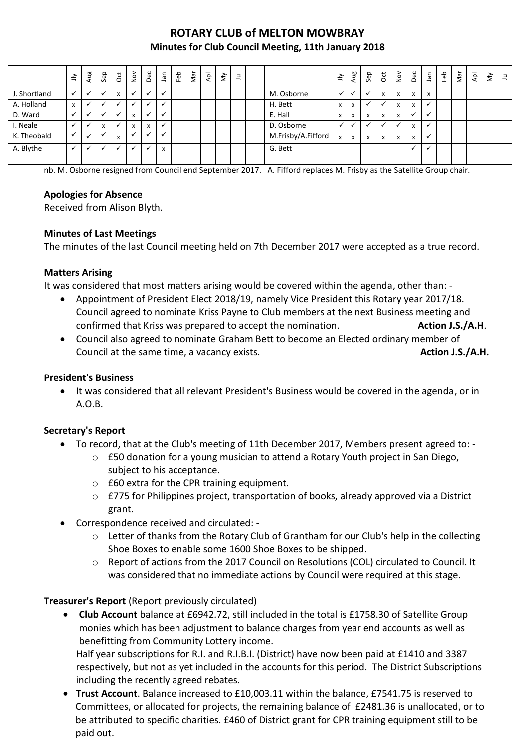# ROTARY CLUB of MELTON MOWBRAY

## Minutes for Club Council Meeting, 11th January 2018

| | Jly | Aug | Sep | Oct | Nov | Dec | Jan | Feb | Mar | Apl | My | Ju | | | Jly | Aug | Sep | Oct | Nov | Dec | Jan | Feb | Mar | Apl | My | Ju |
|---|---|---|---|---|---|---|---|---|---|---|---|---|---|---|---|---|---|---|---|---|---|---|---|---|---|---|
| J. Shortland | ✓ | ✓ | ✓ | x | ✓ | ✓ | ✓ | | | | | | | M. Osborne | ✓ | ✓ | ✓ | x | x | x | x | | | | | |
| A. Holland | x | ✓ | ✓ | ✓ | ✓ | ✓ | ✓ | | | | | | | H. Bett | x | x | ✓ | ✓ | x | x | ✓ | | | | | |
| D. Ward | ✓ | ✓ | ✓ | ✓ | x | ✓ | ✓ | | | | | | | E. Hall | x | x | x | x | x | ✓ | ✓ | | | | | |
| I. Neale | ✓ | ✓ | x | ✓ | x | x | ✓ | | | | | | | D. Osborne | ✓ | ✓ | ✓ | ✓ | ✓ | x | ✓ | | | | | |
| K. Theobald | ✓ | ✓ | ✓ | x | ✓ | ✓ | ✓ | | | | | | | M.Frisby/A.Fifford | x | x | x | x | x | x | ✓ | | | | | |
| A. Blythe | ✓ | ✓ | ✓ | ✓ | ✓ | ✓ | x | | | | | | | G. Bett | | | | | | ✓ | ✓ | | | | | |
| | | | | | | | | | | | | | | | | | | | | | | | | | | |

nb. M. Osborne resigned from Council end September 2017. A. Fifford replaces M. Frisby as the Satellite Group chair.

**Apologies for Absence**

Received from Alison Blyth.

**Minutes of Last Meetings**

The minutes of the last Council meeting held on 7th December 2017 were accepted as a true record.

**Matters Arising**

It was considered that most matters arising would be covered within the agenda, other than: -

- Appointment of President Elect 2018/19, namely Vice President this Rotary year 2017/18. Council agreed to nominate Kriss Payne to Club members at the next Business meeting and confirmed that Kriss was prepared to accept the nomination. **Action J.S./A.H**.
- Council also agreed to nominate Graham Bett to become an Elected ordinary member of Council at the same time, a vacancy exists. **Action J.S./A.H.**

**President's Business**

- It was considered that all relevant President's Business would be covered in the agenda, or in A.O.B.

**Secretary's Report**

- To record, that at the Club's meeting of 11th December 2017, Members present agreed to: -
  - £50 donation for a young musician to attend a Rotary Youth project in San Diego, subject to his acceptance.
  - £60 extra for the CPR training equipment.
  - £775 for Philippines project, transportation of books, already approved via a District grant.
- Correspondence received and circulated: -
  - Letter of thanks from the Rotary Club of Grantham for our Club's help in the collecting Shoe Boxes to enable some 1600 Shoe Boxes to be shipped.
  - Report of actions from the 2017 Council on Resolutions (COL) circulated to Council. It was considered that no immediate actions by Council were required at this stage.

**Treasurer's Report** (Report previously circulated)

- **Club Account** balance at £6942.72, still included in the total is £1758.30 of Satellite Group monies which has been adjustment to balance charges from year end accounts as well as benefitting from Community Lottery income.
  Half year subscriptions for R.I. and R.I.B.I. (District) have now been paid at £1410 and 3387 respectively, but not as yet included in the accounts for this period. The District Subscriptions including the recently agreed rebates.
- **Trust Account**. Balance increased to £10,003.11 within the balance, £7541.75 is reserved to Committees, or allocated for projects, the remaining balance of £2481.36 is unallocated, or to be attributed to specific charities. £460 of District grant for CPR training equipment still to be paid out.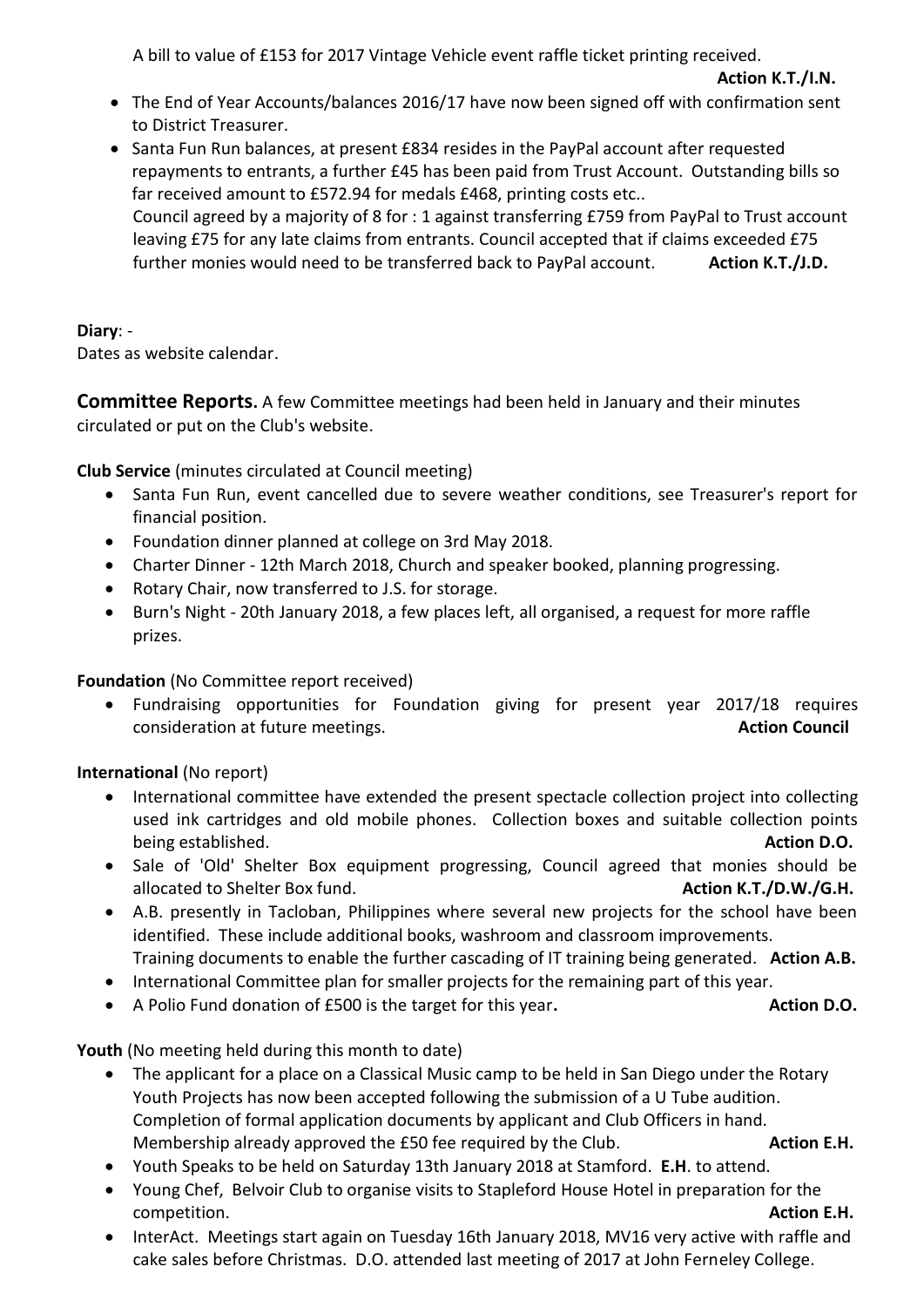A bill to value of £153 for 2017 Vintage Vehicle event raffle ticket printing received. **Action K.T./I.N.**

- The End of Year Accounts/balances 2016/17 have now been signed off with confirmation sent to District Treasurer.
- Santa Fun Run balances, at present £834 resides in the PayPal account after requested repayments to entrants, a further £45 has been paid from Trust Account. Outstanding bills so far received amount to £572.94 for medals £468, printing costs etc..
  Council agreed by a majority of 8 for : 1 against transferring £759 from PayPal to Trust account leaving £75 for any late claims from entrants. Council accepted that if claims exceeded £75 further monies would need to be transferred back to PayPal account. **Action K.T./J.D.**

**Diary**: -
Dates as website calendar.

**Committee Reports.** A few Committee meetings had been held in January and their minutes circulated or put on the Club's website.

**Club Service** (minutes circulated at Council meeting)

- Santa Fun Run, event cancelled due to severe weather conditions, see Treasurer's report for financial position.
- Foundation dinner planned at college on 3rd May 2018.
- Charter Dinner - 12th March 2018, Church and speaker booked, planning progressing.
- Rotary Chair, now transferred to J.S. for storage.
- Burn's Night - 20th January 2018, a few places left, all organised, a request for more raffle prizes.

**Foundation** (No Committee report received)

- Fundraising opportunities for Foundation giving for present year 2017/18 requires consideration at future meetings. **Action Council**

**International** (No report)

- International committee have extended the present spectacle collection project into collecting used ink cartridges and old mobile phones. Collection boxes and suitable collection points being established. **Action D.O.**
- Sale of 'Old' Shelter Box equipment progressing, Council agreed that monies should be allocated to Shelter Box fund. **Action K.T./D.W./G.H.**
- A.B. presently in Tacloban, Philippines where several new projects for the school have been identified. These include additional books, washroom and classroom improvements.
  Training documents to enable the further cascading of IT training being generated. **Action A.B.**
- International Committee plan for smaller projects for the remaining part of this year.
- A Polio Fund donation of £500 is the target for this year**.** **Action D.O.**

**Youth** (No meeting held during this month to date)

- The applicant for a place on a Classical Music camp to be held in San Diego under the Rotary Youth Projects has now been accepted following the submission of a U Tube audition. Completion of formal application documents by applicant and Club Officers in hand. Membership already approved the £50 fee required by the Club. **Action E.H.**
- Youth Speaks to be held on Saturday 13th January 2018 at Stamford. **E.H**. to attend.
- Young Chef, Belvoir Club to organise visits to Stapleford House Hotel in preparation for the competition. **Action E.H.**
- InterAct. Meetings start again on Tuesday 16th January 2018, MV16 very active with raffle and cake sales before Christmas. D.O. attended last meeting of 2017 at John Ferneley College.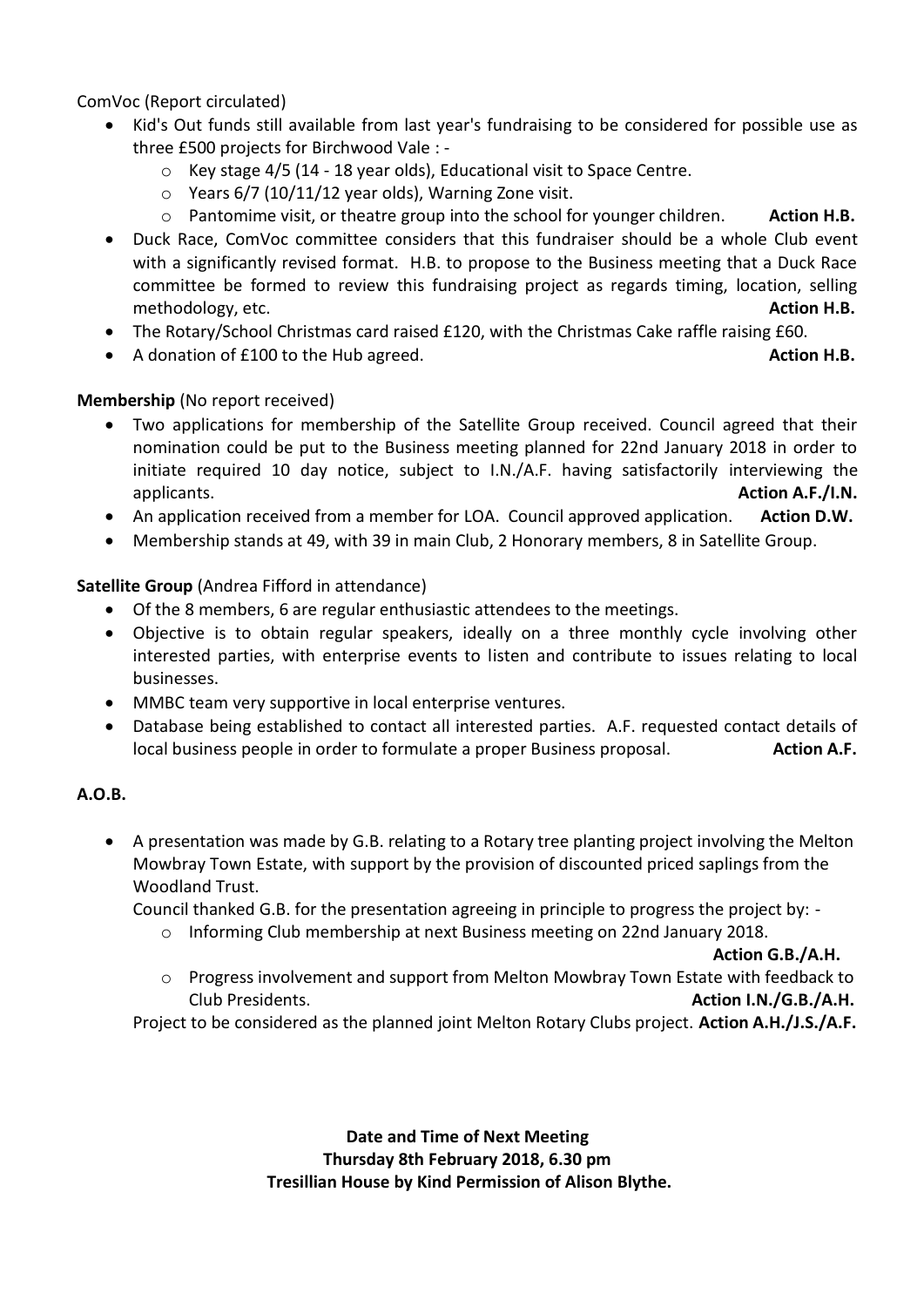ComVoc (Report circulated)

- Kid's Out funds still available from last year's fundraising to be considered for possible use as three £500 projects for Birchwood Vale : -
  - Key stage 4/5 (14 - 18 year olds), Educational visit to Space Centre.
  - Years 6/7 (10/11/12 year olds), Warning Zone visit.
  - Pantomime visit, or theatre group into the school for younger children. **Action H.B.**
- Duck Race, ComVoc committee considers that this fundraiser should be a whole Club event with a significantly revised format. H.B. to propose to the Business meeting that a Duck Race committee be formed to review this fundraising project as regards timing, location, selling methodology, etc. **Action H.B.**
- The Rotary/School Christmas card raised £120, with the Christmas Cake raffle raising £60.
- A donation of £100 to the Hub agreed. **Action H.B.**

**Membership** (No report received)

- Two applications for membership of the Satellite Group received. Council agreed that their nomination could be put to the Business meeting planned for 22nd January 2018 in order to initiate required 10 day notice, subject to I.N./A.F. having satisfactorily interviewing the applicants. **Action A.F./I.N.**
- An application received from a member for LOA. Council approved application. **Action D.W.**
- Membership stands at 49, with 39 in main Club, 2 Honorary members, 8 in Satellite Group.

**Satellite Group** (Andrea Fifford in attendance)

- Of the 8 members, 6 are regular enthusiastic attendees to the meetings.
- Objective is to obtain regular speakers, ideally on a three monthly cycle involving other interested parties, with enterprise events to listen and contribute to issues relating to local businesses.
- MMBC team very supportive in local enterprise ventures.
- Database being established to contact all interested parties. A.F. requested contact details of local business people in order to formulate a proper Business proposal. **Action A.F.**

**A.O.B.**

- A presentation was made by G.B. relating to a Rotary tree planting project involving the Melton Mowbray Town Estate, with support by the provision of discounted priced saplings from the Woodland Trust.

  Council thanked G.B. for the presentation agreeing in principle to progress the project by: -
  - Informing Club membership at next Business meeting on 22nd January 2018. **Action G.B./A.H.**
  - Progress involvement and support from Melton Mowbray Town Estate with feedback to Club Presidents. **Action I.N./G.B./A.H.**

  Project to be considered as the planned joint Melton Rotary Clubs project. **Action A.H./J.S./A.F.**

**Date and Time of Next Meeting**
**Thursday 8th February 2018, 6.30 pm**
**Tresillian House by Kind Permission of Alison Blythe.**